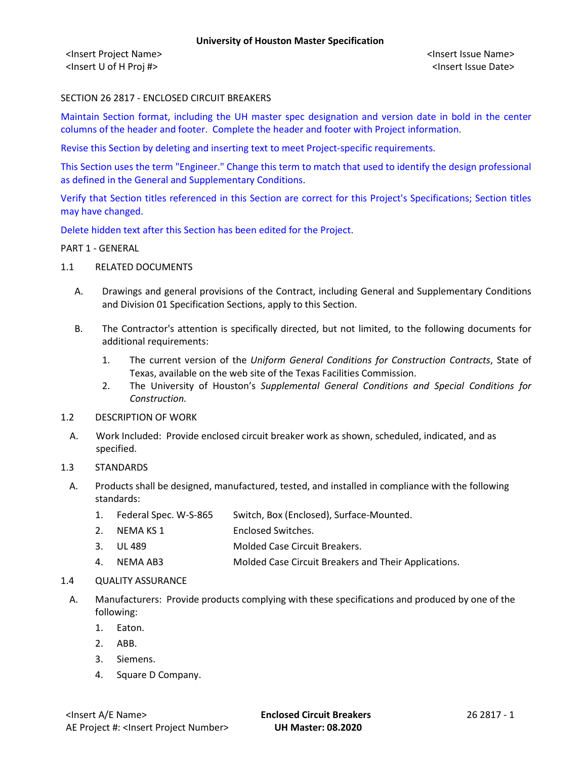SECTION 26 2817 - ENCLOSED CIRCUIT BREAKERS

Maintain Section format, including the UH master spec designation and version date in bold in the center columns of the header and footer. Complete the header and footer with Project information.

Revise this Section by deleting and inserting text to meet Project-specific requirements.

This Section uses the term "Engineer." Change this term to match that used to identify the design professional as defined in the General and Supplementary Conditions.

Verify that Section titles referenced in this Section are correct for this Project's Specifications; Section titles may have changed.

Delete hidden text after this Section has been edited for the Project.

PART 1 - GENERAL

1.1 RELATED DOCUMENTS

A. Drawings and general provisions of the Contract, including General and Supplementary Conditions and Division 01 Specification Sections, apply to this Section.

B. The Contractor's attention is specifically directed, but not limited, to the following documents for additional requirements:

1. The current version of the *Uniform General Conditions for Construction Contracts*, State of Texas, available on the web site of the Texas Facilities Commission.
2. The University of Houston's *Supplemental General Conditions and Special Conditions for Construction.*

1.2 DESCRIPTION OF WORK

A. Work Included: Provide enclosed circuit breaker work as shown, scheduled, indicated, and as specified.

1.3 STANDARDS

A. Products shall be designed, manufactured, tested, and installed in compliance with the following standards:

1. Federal Spec. W-S-865 Switch, Box (Enclosed), Surface-Mounted.
2. NEMA KS 1 Enclosed Switches.
3. UL 489 Molded Case Circuit Breakers.
4. NEMA AB3 Molded Case Circuit Breakers and Their Applications.

1.4 QUALITY ASSURANCE

A. Manufacturers: Provide products complying with these specifications and produced by one of the following:

1. Eaton.
2. ABB.
3. Siemens.
4. Square D Company.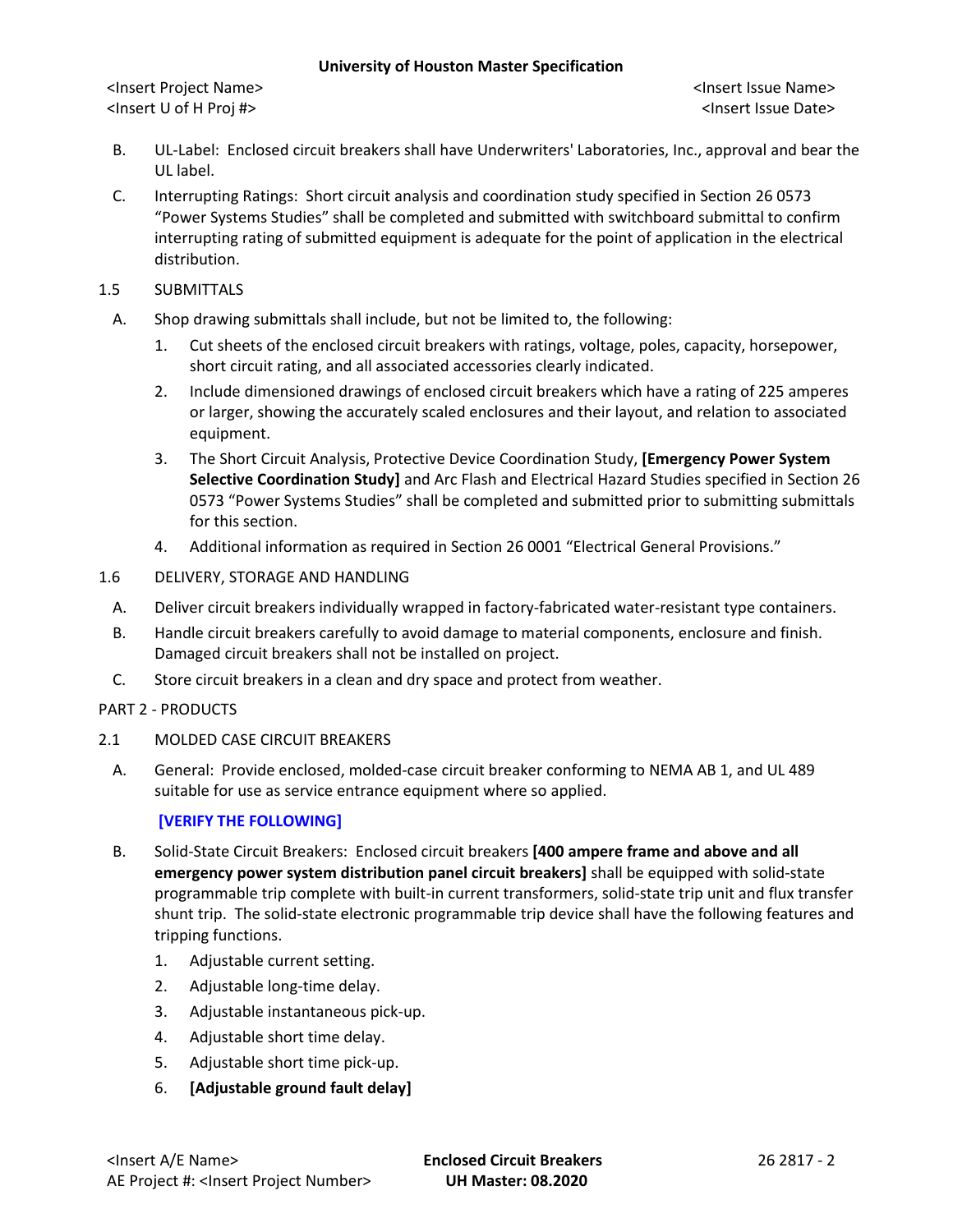B. UL-Label: Enclosed circuit breakers shall have Underwriters' Laboratories, Inc., approval and bear the UL label.

C. Interrupting Ratings: Short circuit analysis and coordination study specified in Section 26 0573 "Power Systems Studies" shall be completed and submitted with switchboard submittal to confirm interrupting rating of submitted equipment is adequate for the point of application in the electrical distribution.

1.5 SUBMITTALS

A. Shop drawing submittals shall include, but not be limited to, the following:

1. Cut sheets of the enclosed circuit breakers with ratings, voltage, poles, capacity, horsepower, short circuit rating, and all associated accessories clearly indicated.
2. Include dimensioned drawings of enclosed circuit breakers which have a rating of 225 amperes or larger, showing the accurately scaled enclosures and their layout, and relation to associated equipment.
3. The Short Circuit Analysis, Protective Device Coordination Study, **[Emergency Power System Selective Coordination Study]** and Arc Flash and Electrical Hazard Studies specified in Section 26 0573 "Power Systems Studies" shall be completed and submitted prior to submitting submittals for this section.
4. Additional information as required in Section 26 0001 "Electrical General Provisions."

1.6 DELIVERY, STORAGE AND HANDLING

A. Deliver circuit breakers individually wrapped in factory-fabricated water-resistant type containers.

B. Handle circuit breakers carefully to avoid damage to material components, enclosure and finish. Damaged circuit breakers shall not be installed on project.

C. Store circuit breakers in a clean and dry space and protect from weather.

PART 2 - PRODUCTS

2.1 MOLDED CASE CIRCUIT BREAKERS

A. General: Provide enclosed, molded-case circuit breaker conforming to NEMA AB 1, and UL 489 suitable for use as service entrance equipment where so applied.

**[VERIFY THE FOLLOWING]**

B. Solid-State Circuit Breakers: Enclosed circuit breakers **[400 ampere frame and above and all emergency power system distribution panel circuit breakers]** shall be equipped with solid-state programmable trip complete with built-in current transformers, solid-state trip unit and flux transfer shunt trip. The solid-state electronic programmable trip device shall have the following features and tripping functions.

1. Adjustable current setting.
2. Adjustable long-time delay.
3. Adjustable instantaneous pick-up.
4. Adjustable short time delay.
5. Adjustable short time pick-up.
6. **[Adjustable ground fault delay]**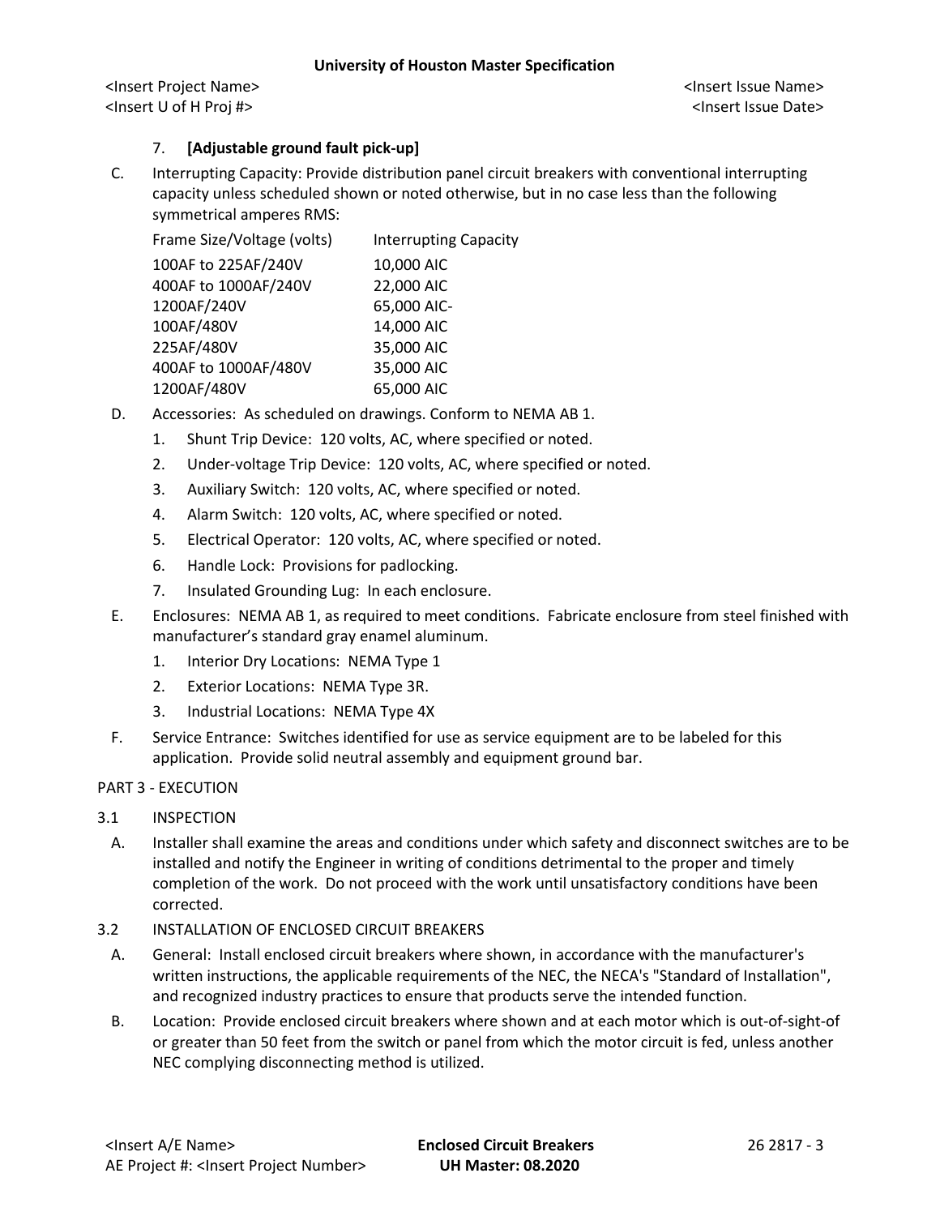7. **[Adjustable ground fault pick-up]**

C. Interrupting Capacity: Provide distribution panel circuit breakers with conventional interrupting capacity unless scheduled shown or noted otherwise, but in no case less than the following symmetrical amperes RMS:

| Frame Size/Voltage (volts) | Interrupting Capacity |
| --- | --- |
| 100AF to 225AF/240V | 10,000 AIC |
| 400AF to 1000AF/240V | 22,000 AIC |
| 1200AF/240V | 65,000 AIC- |
| 100AF/480V | 14,000 AIC |
| 225AF/480V | 35,000 AIC |
| 400AF to 1000AF/480V | 35,000 AIC |
| 1200AF/480V | 65,000 AIC |

D. Accessories: As scheduled on drawings. Conform to NEMA AB 1.

1. Shunt Trip Device: 120 volts, AC, where specified or noted.
2. Under-voltage Trip Device: 120 volts, AC, where specified or noted.
3. Auxiliary Switch: 120 volts, AC, where specified or noted.
4. Alarm Switch: 120 volts, AC, where specified or noted.
5. Electrical Operator: 120 volts, AC, where specified or noted.
6. Handle Lock: Provisions for padlocking.
7. Insulated Grounding Lug: In each enclosure.

E. Enclosures: NEMA AB 1, as required to meet conditions. Fabricate enclosure from steel finished with manufacturer's standard gray enamel aluminum.

1. Interior Dry Locations: NEMA Type 1
2. Exterior Locations: NEMA Type 3R.
3. Industrial Locations: NEMA Type 4X

F. Service Entrance: Switches identified for use as service equipment are to be labeled for this application. Provide solid neutral assembly and equipment ground bar.

## PART 3 - EXECUTION

### 3.1 INSPECTION

A. Installer shall examine the areas and conditions under which safety and disconnect switches are to be installed and notify the Engineer in writing of conditions detrimental to the proper and timely completion of the work. Do not proceed with the work until unsatisfactory conditions have been corrected.

### 3.2 INSTALLATION OF ENCLOSED CIRCUIT BREAKERS

A. General: Install enclosed circuit breakers where shown, in accordance with the manufacturer's written instructions, the applicable requirements of the NEC, the NECA's "Standard of Installation", and recognized industry practices to ensure that products serve the intended function.

B. Location: Provide enclosed circuit breakers where shown and at each motor which is out-of-sight-of or greater than 50 feet from the switch or panel from which the motor circuit is fed, unless another NEC complying disconnecting method is utilized.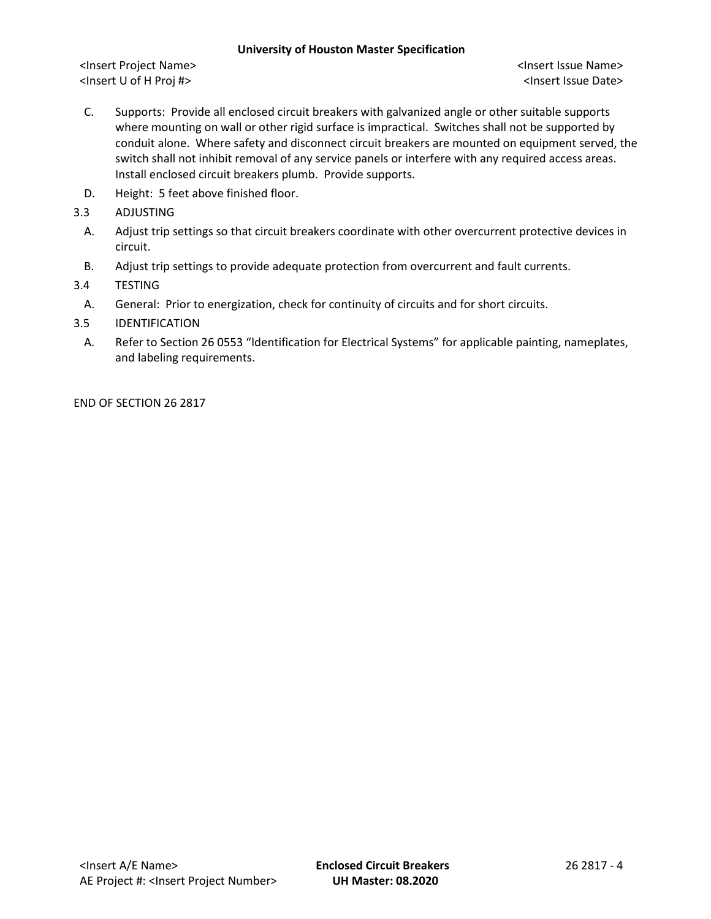C. Supports: Provide all enclosed circuit breakers with galvanized angle or other suitable supports where mounting on wall or other rigid surface is impractical. Switches shall not be supported by conduit alone. Where safety and disconnect circuit breakers are mounted on equipment served, the switch shall not inhibit removal of any service panels or interfere with any required access areas. Install enclosed circuit breakers plumb. Provide supports.

D. Height: 5 feet above finished floor.

3.3 ADJUSTING

A. Adjust trip settings so that circuit breakers coordinate with other overcurrent protective devices in circuit.

B. Adjust trip settings to provide adequate protection from overcurrent and fault currents.

3.4 TESTING

A. General: Prior to energization, check for continuity of circuits and for short circuits.

3.5 IDENTIFICATION

A. Refer to Section 26 0553 "Identification for Electrical Systems" for applicable painting, nameplates, and labeling requirements.

END OF SECTION 26 2817